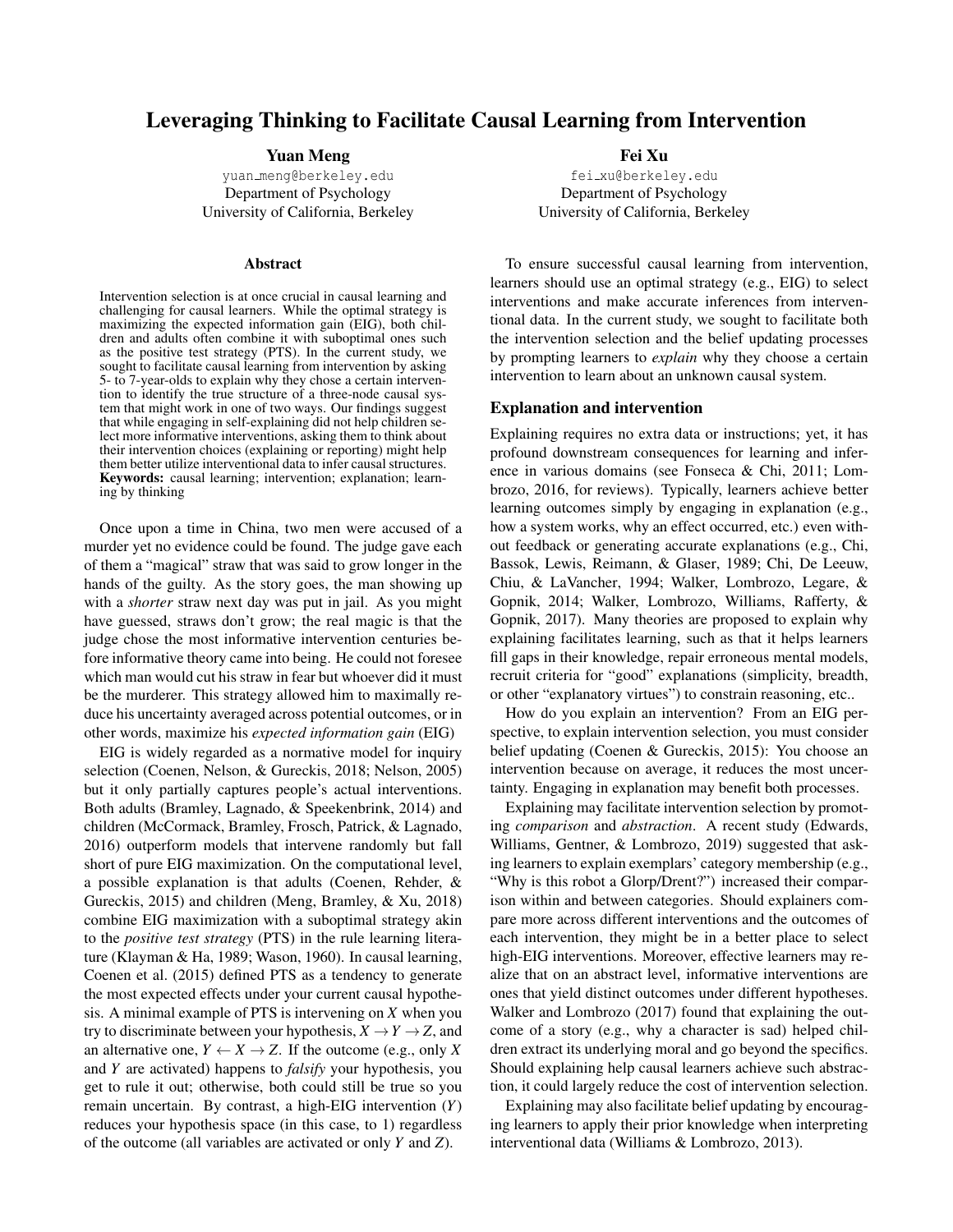# Leveraging Thinking to Facilitate Causal Learning from Intervention

**Yuan Meng**
yuan_meng@berkeley.edu
Department of Psychology
University of California, Berkeley

**Fei Xu**
fei_xu@berkeley.edu
Department of Psychology
University of California, Berkeley

## Abstract

Intervention selection is at once crucial in causal learning and challenging for causal learners. While the optimal strategy is maximizing the expected information gain (EIG), both children and adults often combine it with suboptimal ones such as the positive test strategy (PTS). In the current study, we sought to facilitate causal learning from intervention by asking 5- to 7-year-olds to explain why they chose a certain intervention to identify the true structure of a three-node causal system that might work in one of two ways. Our findings suggest that while engaging in self-explaining did not help children select more informative interventions, asking them to think about their intervention choices (explaining or reporting) might help them better utilize interventional data to infer causal structures.

**Keywords:** causal learning; intervention; explanation; learning by thinking

Once upon a time in China, two men were accused of a murder yet no evidence could be found. The judge gave each of them a "magical" straw that was said to grow longer in the hands of the guilty. As the story goes, the man showing up with a *shorter* straw next day was put in jail. As you might have guessed, straws don't grow; the real magic is that the judge chose the most informative intervention centuries before informative theory came into being. He could not foresee which man would cut his straw in fear but whoever did it must be the murderer. This strategy allowed him to maximally reduce his uncertainty averaged across potential outcomes, or in other words, maximize his *expected information gain* (EIG)

EIG is widely regarded as a normative model for inquiry selection (Coenen, Nelson, & Gureckis, 2018; Nelson, 2005) but it only partially captures people's actual interventions. Both adults (Bramley, Lagnado, & Speekenbrink, 2014) and children (McCormack, Bramley, Frosch, Patrick, & Lagnado, 2016) outperform models that intervene randomly but fall short of pure EIG maximization. On the computational level, a possible explanation is that adults (Coenen, Rehder, & Gureckis, 2015) and children (Meng, Bramley, & Xu, 2018) combine EIG maximization with a suboptimal strategy akin to the *positive test strategy* (PTS) in the rule learning literature (Klayman & Ha, 1989; Wason, 1960). In causal learning, Coenen et al. (2015) defined PTS as a tendency to generate the most expected effects under your current causal hypothesis. A minimal example of PTS is intervening on $X$ when you try to discriminate between your hypothesis, $X \rightarrow Y \rightarrow Z$, and an alternative one, $Y \leftarrow X \rightarrow Z$. If the outcome (e.g., only $X$ and $Y$ are activated) happens to *falsify* your hypothesis, you get to rule it out; otherwise, both could still be true so you remain uncertain. By contrast, a high-EIG intervention ($Y$) reduces your hypothesis space (in this case, to 1) regardless of the outcome (all variables are activated or only $Y$ and $Z$).

To ensure successful causal learning from intervention, learners should use an optimal strategy (e.g., EIG) to select interventions and make accurate inferences from interventional data. In the current study, we sought to facilitate both the intervention selection and the belief updating processes by prompting learners to *explain* why they choose a certain intervention to learn about an unknown causal system.

### Explanation and intervention

Explaining requires no extra data or instructions; yet, it has profound downstream consequences for learning and inference in various domains (see Fonseca & Chi, 2011; Lombrozo, 2016, for reviews). Typically, learners achieve better learning outcomes simply by engaging in explanation (e.g., how a system works, why an effect occurred, etc.) even without feedback or generating accurate explanations (e.g., Chi, Bassok, Lewis, Reimann, & Glaser, 1989; Chi, De Leeuw, Chiu, & LaVancher, 1994; Walker, Lombrozo, Legare, & Gopnik, 2014; Walker, Lombrozo, Williams, Rafferty, & Gopnik, 2017). Many theories are proposed to explain why explaining facilitates learning, such as that it helps learners fill gaps in their knowledge, repair erroneous mental models, recruit criteria for "good" explanations (simplicity, breadth, or other "explanatory virtues") to constrain reasoning, etc..

How do you explain an intervention? From an EIG perspective, to explain intervention selection, you must consider belief updating (Coenen & Gureckis, 2015): You choose an intervention because on average, it reduces the most uncertainty. Engaging in explanation may benefit both processes.

Explaining may facilitate intervention selection by promoting *comparison* and *abstraction*. A recent study (Edwards, Williams, Gentner, & Lombrozo, 2019) suggested that asking learners to explain exemplars' category membership (e.g., "Why is this robot a Glorp/Drent?") increased their comparison within and between categories. Should explainers compare more across different interventions and the outcomes of each intervention, they might be in a better place to select high-EIG interventions. Moreover, effective learners may realize that on an abstract level, informative interventions are ones that yield distinct outcomes under different hypotheses. Walker and Lombrozo (2017) found that explaining the outcome of a story (e.g., why a character is sad) helped children extract its underlying moral and go beyond the specifics. Should explaining help causal learners achieve such abstraction, it could largely reduce the cost of intervention selection.

Explaining may also facilitate belief updating by encouraging learners to apply their prior knowledge when interpreting interventional data (Williams & Lombrozo, 2013).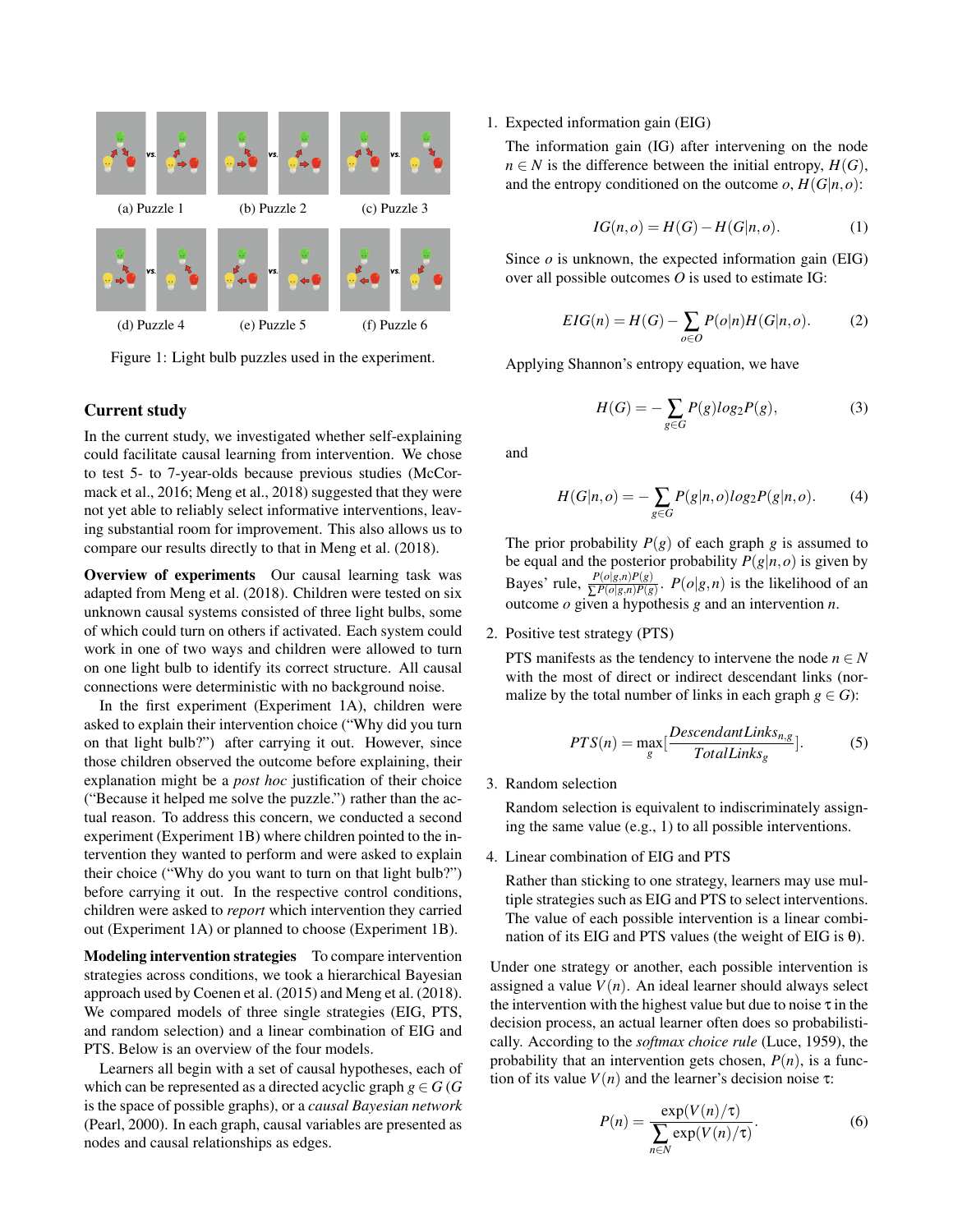(a) Puzzle 1 (b) Puzzle 2 (c) Puzzle 3

(d) Puzzle 4 (e) Puzzle 5 (f) Puzzle 6

Figure 1: Light bulb puzzles used in the experiment.

## Current study

In the current study, we investigated whether self-explaining could facilitate causal learning from intervention. We chose to test 5- to 7-year-olds because previous studies (McCormack et al., 2016; Meng et al., 2018) suggested that they were not yet able to reliably select informative interventions, leaving substantial room for improvement. This also allows us to compare our results directly to that in Meng et al. (2018).

**Overview of experiments** Our causal learning task was adapted from Meng et al. (2018). Children were tested on six unknown causal systems consisted of three light bulbs, some of which could turn on others if activated. Each system could work in one of two ways and children were allowed to turn on one light bulb to identify its correct structure. All causal connections were deterministic with no background noise.

In the first experiment (Experiment 1A), children were asked to explain their intervention choice ("Why did you turn on that light bulb?") after carrying it out. However, since those children observed the outcome before explaining, their explanation might be a *post hoc* justification of their choice ("Because it helped me solve the puzzle.") rather than the actual reason. To address this concern, we conducted a second experiment (Experiment 1B) where children pointed to the intervention they wanted to perform and were asked to explain their choice ("Why do you want to turn on that light bulb?") before carrying it out. In the respective control conditions, children were asked to *report* which intervention they carried out (Experiment 1A) or planned to choose (Experiment 1B).

**Modeling intervention strategies** To compare intervention strategies across conditions, we took a hierarchical Bayesian approach used by Coenen et al. (2015) and Meng et al. (2018). We compared models of three single strategies (EIG, PTS, and random selection) and a linear combination of EIG and PTS. Below is an overview of the four models.

Learners all begin with a set of causal hypotheses, each of which can be represented as a directed acyclic graph $g \in G$ ($G$ is the space of possible graphs), or a *causal Bayesian network* (Pearl, 2000). In each graph, causal variables are presented as nodes and causal relationships as edges.

1. Expected information gain (EIG)

   The information gain (IG) after intervening on the node $n \in N$ is the difference between the initial entropy, $H(G)$, and the entropy conditioned on the outcome $o$, $H(G|n,o)$:

   $$IG(n,o) = H(G) - H(G|n,o). \tag{1}$$

   Since $o$ is unknown, the expected information gain (EIG) over all possible outcomes $O$ is used to estimate IG:

   $$EIG(n) = H(G) - \sum_{o \in O} P(o|n)H(G|n,o). \tag{2}$$

   Applying Shannon's entropy equation, we have

   $$H(G) = -\sum_{g \in G} P(g) log_2 P(g), \tag{3}$$

   and

   $$H(G|n,o) = -\sum_{g \in G} P(g|n,o) log_2 P(g|n,o). \tag{4}$$

   The prior probability $P(g)$ of each graph $g$ is assumed to be equal and the posterior probability $P(g|n,o)$ is given by Bayes' rule, $\frac{P(o|g,n)P(g)}{\sum P(o|g,n)P(g)}$. $P(o|g,n)$ is the likelihood of an outcome $o$ given a hypothesis $g$ and an intervention $n$.

2. Positive test strategy (PTS)

   PTS manifests as the tendency to intervene the node $n \in N$ with the most of direct or indirect descendant links (normalize by the total number of links in each graph $g \in G$):

   $$PTS(n) = \max_g \left[\frac{DescendantLinks_{n,g}}{TotalLinks_g}\right]. \tag{5}$$

3. Random selection

   Random selection is equivalent to indiscriminately assigning the same value (e.g., 1) to all possible interventions.

4. Linear combination of EIG and PTS

   Rather than sticking to one strategy, learners may use multiple strategies such as EIG and PTS to select interventions. The value of each possible intervention is a linear combination of its EIG and PTS values (the weight of EIG is $\theta$).

Under one strategy or another, each possible intervention is assigned a value $V(n)$. An ideal learner should always select the intervention with the highest value but due to noise $\tau$ in the decision process, an actual learner often does so probabilistically. According to the *softmax choice rule* (Luce, 1959), the probability that an intervention gets chosen, $P(n)$, is a function of its value $V(n)$ and the learner's decision noise $\tau$:

$$P(n) = \frac{\exp(V(n)/\tau)}{\sum_{n \in N} \exp(V(n)/\tau)}. \tag{6}$$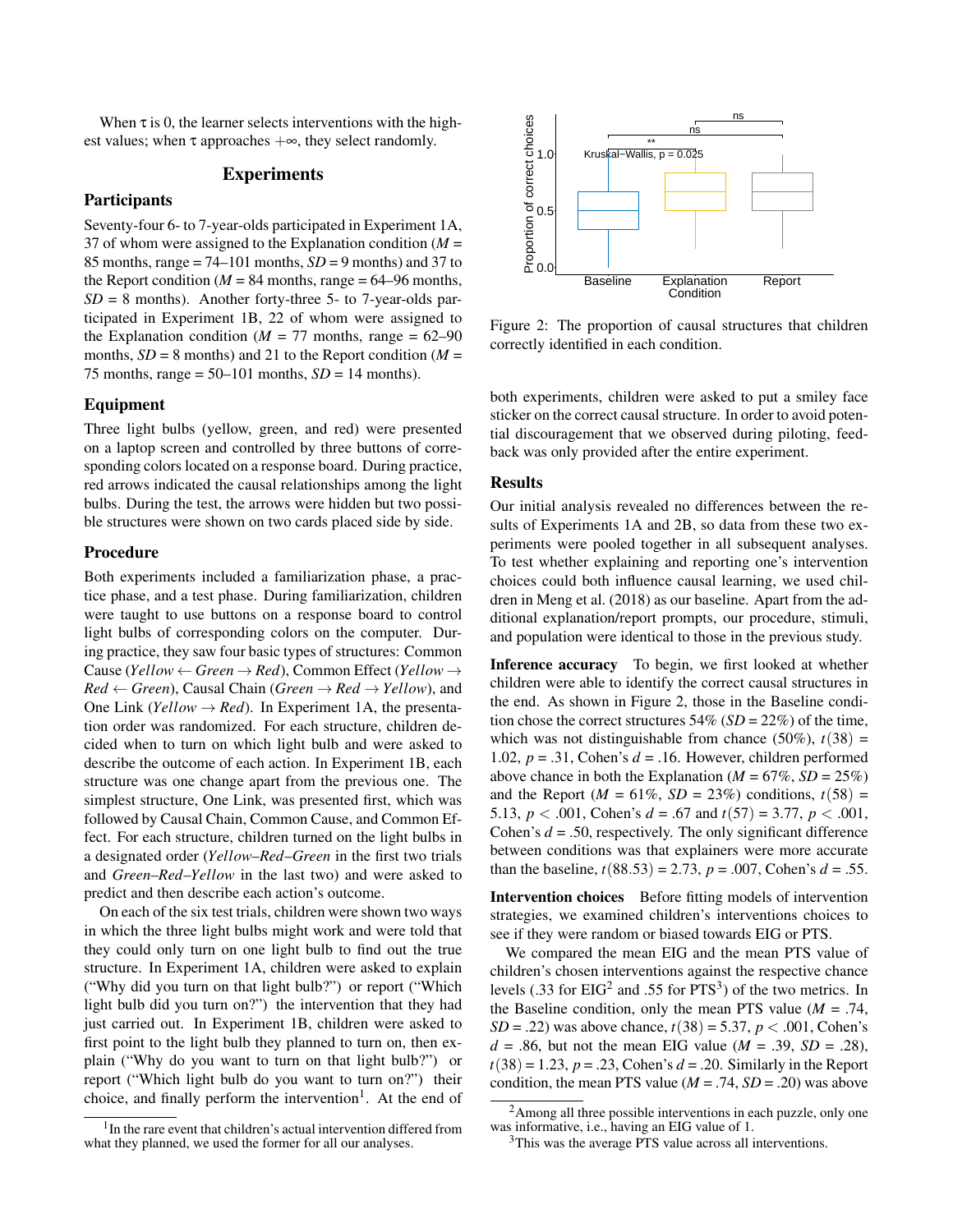When τ is 0, the learner selects interventions with the highest values; when τ approaches $+\infty$, they select randomly.

## Experiments

### Participants

Seventy-four 6- to 7-year-olds participated in Experiment 1A, 37 of whom were assigned to the Explanation condition (*M* = 85 months, range = 74–101 months, *SD* = 9 months) and 37 to the Report condition (*M* = 84 months, range = 64–96 months, *SD* = 8 months). Another forty-three 5- to 7-year-olds participated in Experiment 1B, 22 of whom were assigned to the Explanation condition (*M* = 77 months, range = 62–90 months, *SD* = 8 months) and 21 to the Report condition (*M* = 75 months, range = 50–101 months, *SD* = 14 months).

### Equipment

Three light bulbs (yellow, green, and red) were presented on a laptop screen and controlled by three buttons of corresponding colors located on a response board. During practice, red arrows indicated the causal relationships among the light bulbs. During the test, the arrows were hidden but two possible structures were shown on two cards placed side by side.

### Procedure

Both experiments included a familiarization phase, a practice phase, and a test phase. During familiarization, children were taught to use buttons on a response board to control light bulbs of corresponding colors on the computer. During practice, they saw four basic types of structures: Common Cause (*Yellow* ← *Green* → *Red*), Common Effect (*Yellow* → *Red* ← *Green*), Causal Chain (*Green* → *Red* → *Yellow*), and One Link (*Yellow* → *Red*). In Experiment 1A, the presentation order was randomized. For each structure, children decided when to turn on which light bulb and were asked to describe the outcome of each action. In Experiment 1B, each structure was one change apart from the previous one. The simplest structure, One Link, was presented first, which was followed by Causal Chain, Common Cause, and Common Effect. For each structure, children turned on the light bulbs in a designated order (*Yellow–Red–Green* in the first two trials and *Green–Red–Yellow* in the last two) and were asked to predict and then describe each action's outcome.

On each of the six test trials, children were shown two ways in which the three light bulbs might work and were told that they could only turn on one light bulb to find out the true structure. In Experiment 1A, children were asked to explain ("Why did you turn on that light bulb?") or report ("Which light bulb did you turn on?") the intervention that they had just carried out. In Experiment 1B, children were asked to first point to the light bulb they planned to turn on, then explain ("Why do you want to turn on that light bulb?") or report ("Which light bulb do you want to turn on?") their choice, and finally perform the intervention[1]. At the end of both experiments, children were asked to put a smiley face sticker on the correct causal structure. In order to avoid potential discouragement that we observed during piloting, feedback was only provided after the entire experiment.

[1] In the rare event that children's actual intervention differed from what they planned, we used the former for all our analyses.

Figure 2: The proportion of causal structures that children correctly identified in each condition.

### Results

Our initial analysis revealed no differences between the results of Experiments 1A and 2B, so data from these two experiments were pooled together in all subsequent analyses. To test whether explaining and reporting one's intervention choices could both influence causal learning, we used children in Meng et al. (2018) as our baseline. Apart from the additional explanation/report prompts, our procedure, stimuli, and population were identical to those in the previous study.

**Inference accuracy** To begin, we first looked at whether children were able to identify the correct causal structures in the end. As shown in Figure 2, those in the Baseline condition chose the correct structures 54% (*SD* = 22%) of the time, which was not distinguishable from chance (50%), $t(38)$ = 1.02, *p* = .31, Cohen's *d* = .16. However, children performed above chance in both the Explanation (*M* = 67%, *SD* = 25%) and the Report (*M* = 61%, *SD* = 23%) conditions, $t(58)$ = 5.13, $p < .001$, Cohen's *d* = .67 and $t(57)$ = 3.77, $p < .001$, Cohen's *d* = .50, respectively. The only significant difference between conditions was that explainers were more accurate than the baseline, $t(88.53)$ = 2.73, *p* = .007, Cohen's *d* = .55.

**Intervention choices** Before fitting models of intervention strategies, we examined children's interventions choices to see if they were random or biased towards EIG or PTS.

We compared the mean EIG and the mean PTS value of children's chosen interventions against the respective chance levels (.33 for EIG[2] and .55 for PTS[3]) of the two metrics. In the Baseline condition, only the mean PTS value (*M* = .74, *SD* = .22) was above chance, $t(38)$ = 5.37, $p < .001$, Cohen's *d* = .86, but not the mean EIG value (*M* = .39, *SD* = .28), $t(38)$ = 1.23, *p* = .23, Cohen's *d* = .20. Similarly in the Report condition, the mean PTS value (*M* = .74, *SD* = .20) was above

[2] Among all three possible interventions in each puzzle, only one was informative, i.e., having an EIG value of 1.

[3] This was the average PTS value across all interventions.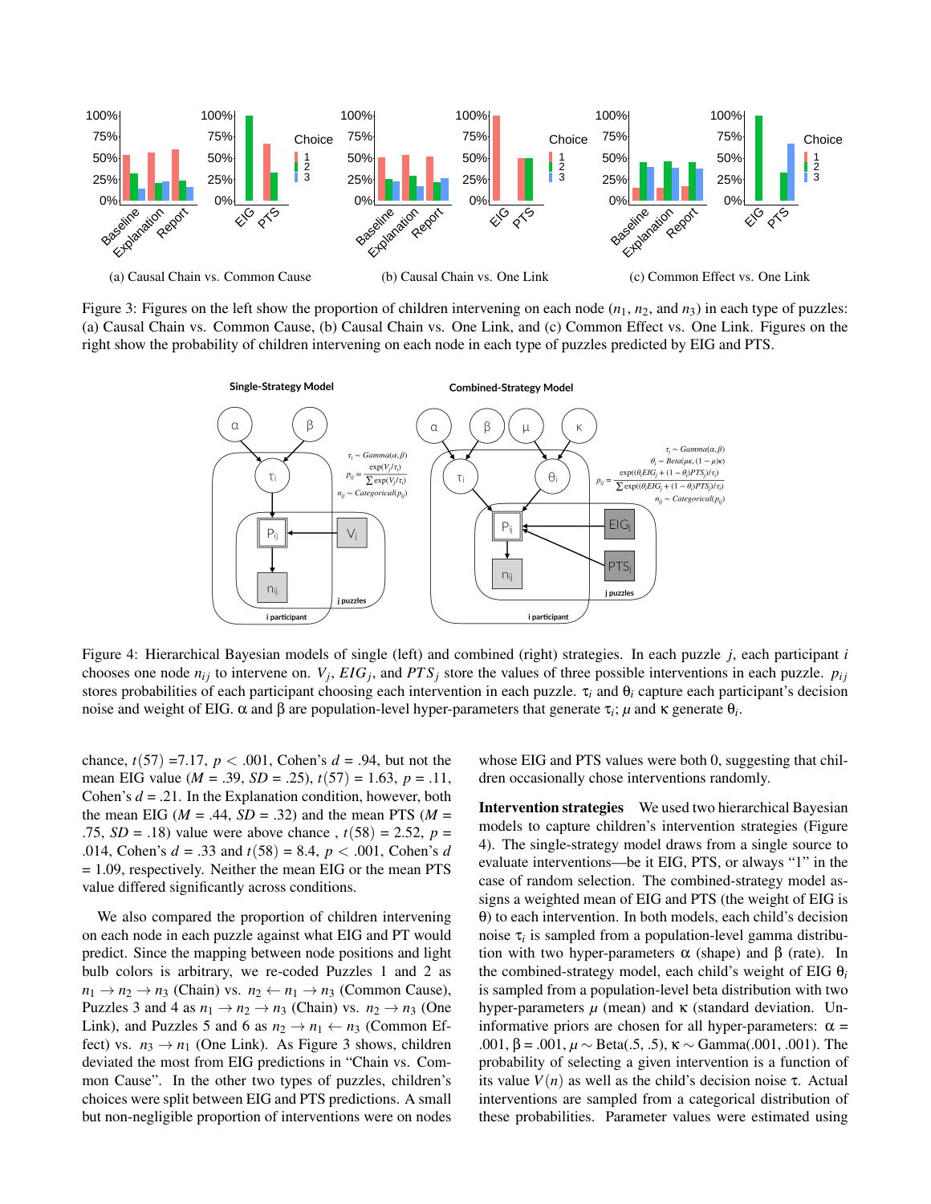(a) Causal Chain vs. Common Cause

(b) Causal Chain vs. One Link

(c) Common Effect vs. One Link

Figure 3: Figures on the left show the proportion of children intervening on each node ($n_1$, $n_2$, and $n_3$) in each type of puzzles: (a) Causal Chain vs. Common Cause, (b) Causal Chain vs. One Link, and (c) Common Effect vs. One Link. Figures on the right show the probability of children intervening on each node in each type of puzzles predicted by EIG and PTS.

Figure 4: Hierarchical Bayesian models of single (left) and combined (right) strategies. In each puzzle $j$, each participant $i$ chooses one node $n_{ij}$ to intervene on. $V_j$, $EIG_j$, and $PTS_j$ store the values of three possible interventions in each puzzle. $p_{ij}$ stores probabilities of each participant choosing each intervention in each puzzle. $\tau_i$ and $\theta_i$ capture each participant's decision noise and weight of EIG. $\alpha$ and $\beta$ are population-level hyper-parameters that generate $\tau_i$; $\mu$ and $\kappa$ generate $\theta_i$.

chance, $t(57) = 7.17$, $p < .001$, Cohen's $d = .94$, but not the mean EIG value ($M = .39$, $SD = .25$), $t(57) = 1.63$, $p = .11$, Cohen's $d = .21$. In the Explanation condition, however, both the mean EIG ($M = .44$, $SD = .32$) and the mean PTS ($M = .75$, $SD = .18$) value were above chance, $t(58) = 2.52$, $p = .014$, Cohen's $d = .33$ and $t(58) = 8.4$, $p < .001$, Cohen's $d = 1.09$, respectively. Neither the mean EIG or the mean PTS value differed significantly across conditions.

We also compared the proportion of children intervening on each node in each puzzle against what EIG and PT would predict. Since the mapping between node positions and light bulb colors is arbitrary, we re-coded Puzzles 1 and 2 as $n_1 \to n_2 \to n_3$ (Chain) vs. $n_2 \leftarrow n_1 \to n_3$ (Common Cause), Puzzles 3 and 4 as $n_1 \to n_2 \to n_3$ (Chain) vs. $n_2 \to n_3$ (One Link), and Puzzles 5 and 6 as $n_2 \to n_1 \leftarrow n_3$ (Common Effect) vs. $n_3 \to n_1$ (One Link). As Figure 3 shows, children deviated the most from EIG predictions in "Chain vs. Common Cause". In the other two types of puzzles, children's choices were split between EIG and PTS predictions. A small but non-negligible proportion of interventions were on nodes whose EIG and PTS values were both 0, suggesting that children occasionally chose interventions randomly.

**Intervention strategies** We used two hierarchical Bayesian models to capture children's intervention strategies (Figure 4). The single-strategy model draws from a single source to evaluate interventions—be it EIG, PTS, or always "1" in the case of random selection. The combined-strategy model assigns a weighted mean of EIG and PTS (the weight of EIG is $\theta$) to each intervention. In both models, each child's decision noise $\tau_i$ is sampled from a population-level gamma distribution with two hyper-parameters $\alpha$ (shape) and $\beta$ (rate). In the combined-strategy model, each child's weight of EIG $\theta_i$ is sampled from a population-level beta distribution with two hyper-parameters $\mu$ (mean) and $\kappa$ (standard deviation. Uninformative priors are chosen for all hyper-parameters: $\alpha = .001$, $\beta = .001$, $\mu \sim \text{Beta}(.5, .5)$, $\kappa \sim \text{Gamma}(.001, .001)$. The probability of selecting a given intervention is a function of its value $V(n)$ as well as the child's decision noise $\tau$. Actual interventions are sampled from a categorical distribution of these probabilities. Parameter values were estimated using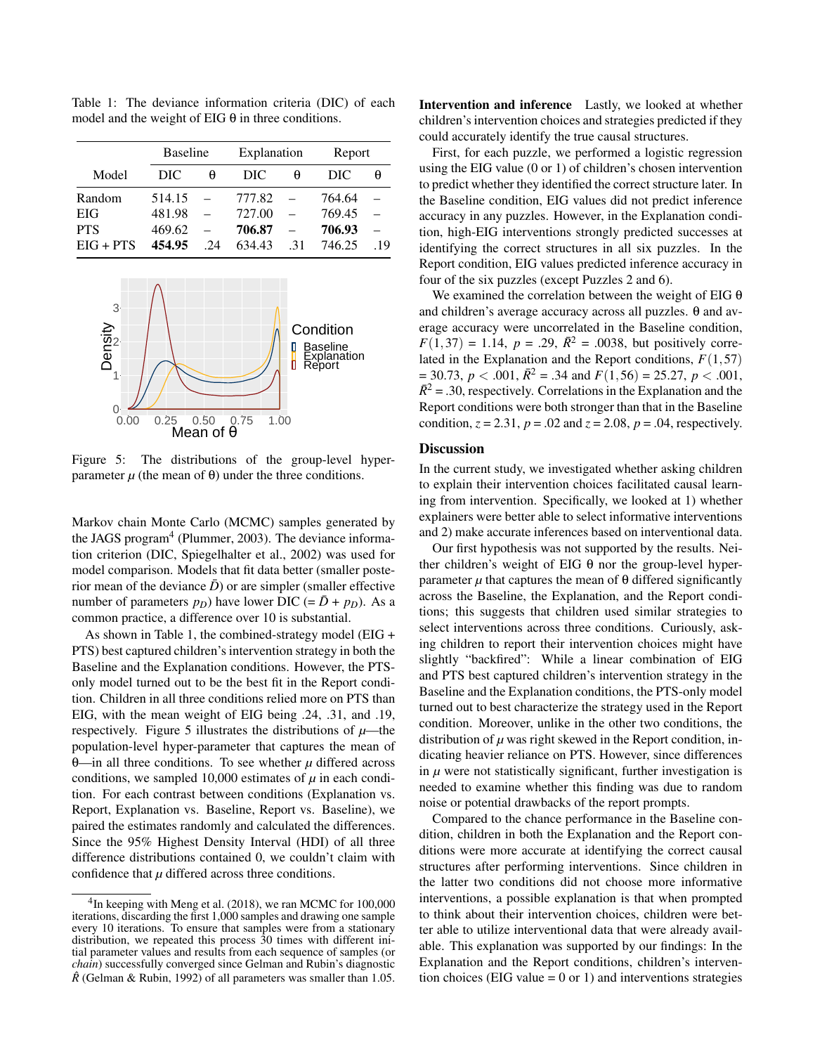Table 1: The deviance information criteria (DIC) of each model and the weight of EIG θ in three conditions.

| Model | Baseline | | Explanation | | Report | |
|---|---|---|---|---|---|---|
| | DIC | θ | DIC | θ | DIC | θ |
| Random | 514.15 | – | 777.82 | – | 764.64 | – |
| EIG | 481.98 | – | 727.00 | – | 769.45 | – |
| PTS | 469.62 | – | **706.87** | – | **706.93** | – |
| EIG + PTS | **454.95** | .24 | 634.43 | .31 | 746.25 | .19 |

Figure 5: The distributions of the group-level hyper-parameter $\mu$ (the mean of θ) under the three conditions.

Markov chain Monte Carlo (MCMC) samples generated by the JAGS program[4] (Plummer, 2003). The deviance information criterion (DIC, Spiegelhalter et al., 2002) was used for model comparison. Models that fit data better (smaller posterior mean of the deviance $\bar{D}$) or are simpler (smaller effective number of parameters $p_D$) have lower DIC (= $\bar{D}$ + $p_D$). As a common practice, a difference over 10 is substantial.

As shown in Table 1, the combined-strategy model (EIG + PTS) best captured children's intervention strategy in both the Baseline and the Explanation conditions. However, the PTS-only model turned out to be the best fit in the Report condition. Children in all three conditions relied more on PTS than EIG, with the mean weight of EIG being .24, .31, and .19, respectively. Figure 5 illustrates the distributions of $\mu$—the population-level hyper-parameter that captures the mean of θ—in all three conditions. To see whether $\mu$ differed across conditions, we sampled 10,000 estimates of $\mu$ in each condition. For each contrast between conditions (Explanation vs. Report, Explanation vs. Baseline, Report vs. Baseline), we paired the estimates randomly and calculated the differences. Since the 95% Highest Density Interval (HDI) of all three difference distributions contained 0, we couldn't claim with confidence that $\mu$ differed across three conditions.

[4]In keeping with Meng et al. (2018), we ran MCMC for 100,000 iterations, discarding the first 1,000 samples and drawing one sample every 10 iterations. To ensure that samples were from a stationary distribution, we repeated this process 30 times with different initial parameter values and results from each sequence of samples (or *chain*) successfully converged since Gelman and Rubin's diagnostic $\hat{R}$ (Gelman & Rubin, 1992) of all parameters was smaller than 1.05.

**Intervention and inference** Lastly, we looked at whether children's intervention choices and strategies predicted if they could accurately identify the true causal structures.

First, for each puzzle, we performed a logistic regression using the EIG value (0 or 1) of children's chosen intervention to predict whether they identified the correct structure later. In the Baseline condition, EIG values did not predict inference accuracy in any puzzles. However, in the Explanation condition, high-EIG interventions strongly predicted successes at identifying the correct structures in all six puzzles. In the Report condition, EIG values predicted inference accuracy in four of the six puzzles (except Puzzles 2 and 6).

We examined the correlation between the weight of EIG θ and children's average accuracy across all puzzles. θ and average accuracy were uncorrelated in the Baseline condition, $F(1,37) = 1.14$, $p = .29$, $\bar{R}^2 = .0038$, but positively correlated in the Explanation and the Report conditions, $F(1,57) = 30.73$, $p < .001$, $\bar{R}^2 = .34$ and $F(1,56) = 25.27$, $p < .001$, $\bar{R}^2 = .30$, respectively. Correlations in the Explanation and the Report conditions were both stronger than that in the Baseline condition, $z = 2.31$, $p = .02$ and $z = 2.08$, $p = .04$, respectively.

## Discussion

In the current study, we investigated whether asking children to explain their intervention choices facilitated causal learning from intervention. Specifically, we looked at 1) whether explainers were better able to select informative interventions and 2) make accurate inferences based on interventional data.

Our first hypothesis was not supported by the results. Neither children's weight of EIG θ nor the group-level hyper-parameter $\mu$ that captures the mean of θ differed significantly across the Baseline, the Explanation, and the Report conditions; this suggests that children used similar strategies to select interventions across three conditions. Curiously, asking children to report their intervention choices might have slightly "backfired": While a linear combination of EIG and PTS best captured children's intervention strategy in the Baseline and the Explanation conditions, the PTS-only model turned out to best characterize the strategy used in the Report condition. Moreover, unlike in the other two conditions, the distribution of $\mu$ was right skewed in the Report condition, indicating heavier reliance on PTS. However, since differences in $\mu$ were not statistically significant, further investigation is needed to examine whether this finding was due to random noise or potential drawbacks of the report prompts.

Compared to the chance performance in the Baseline condition, children in both the Explanation and the Report conditions were more accurate at identifying the correct causal structures after performing interventions. Since children in the latter two conditions did not choose more informative interventions, a possible explanation is that when prompted to think about their intervention choices, children were better able to utilize interventional data that were already available. This explanation was supported by our findings: In the Explanation and the Report conditions, children's intervention choices (EIG value = 0 or 1) and interventions strategies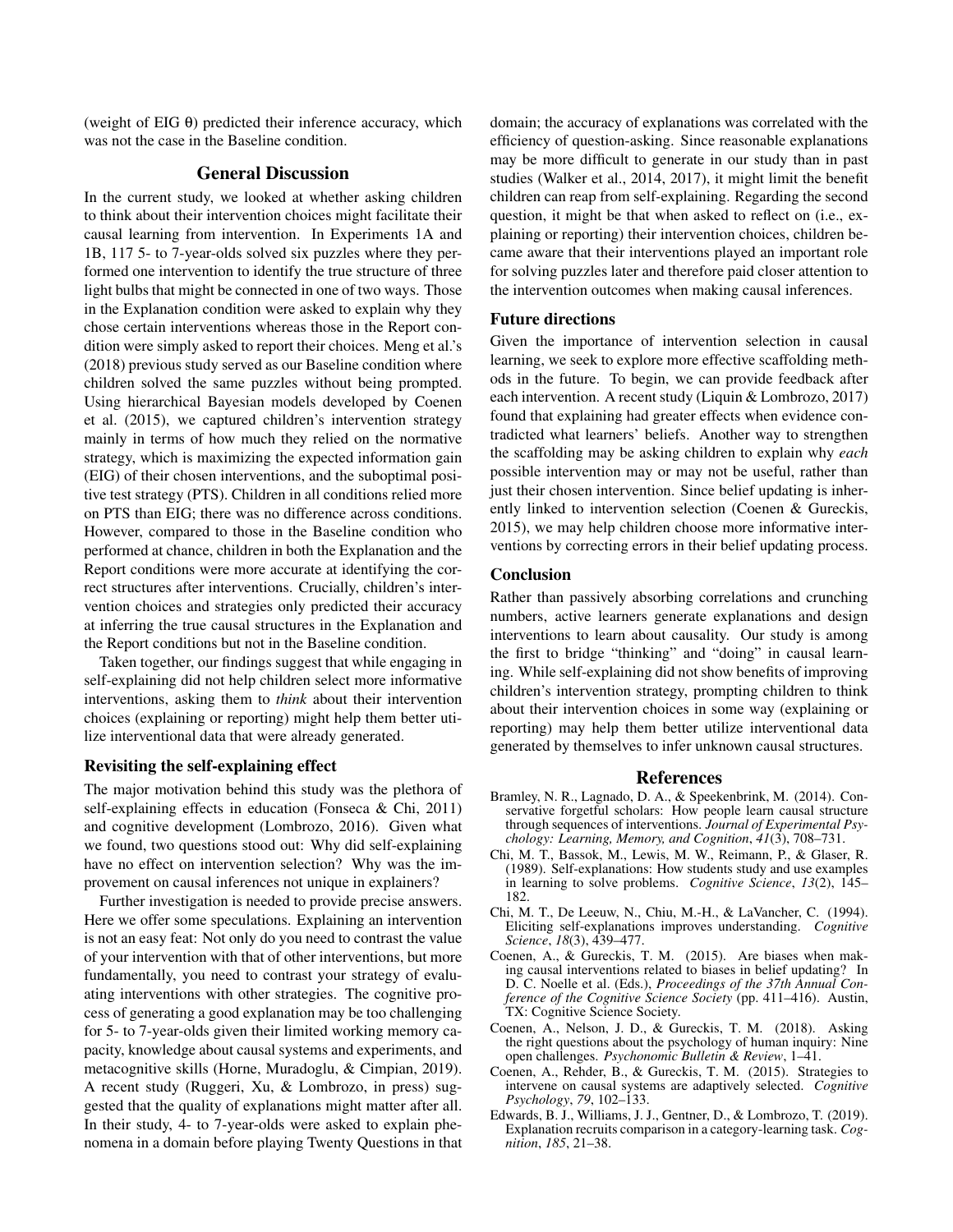(weight of EIG $\theta$) predicted their inference accuracy, which was not the case in the Baseline condition.

## General Discussion

In the current study, we looked at whether asking children to think about their intervention choices might facilitate their causal learning from intervention. In Experiments 1A and 1B, 117 5- to 7-year-olds solved six puzzles where they performed one intervention to identify the true structure of three light bulbs that might be connected in one of two ways. Those in the Explanation condition were asked to explain why they chose certain interventions whereas those in the Report condition were simply asked to report their choices. Meng et al.'s (2018) previous study served as our Baseline condition where children solved the same puzzles without being prompted. Using hierarchical Bayesian models developed by Coenen et al. (2015), we captured children's intervention strategy mainly in terms of how much they relied on the normative strategy, which is maximizing the expected information gain (EIG) of their chosen interventions, and the suboptimal positive test strategy (PTS). Children in all conditions relied more on PTS than EIG; there was no difference across conditions. However, compared to those in the Baseline condition who performed at chance, children in both the Explanation and the Report conditions were more accurate at identifying the correct structures after interventions. Crucially, children's intervention choices and strategies only predicted their accuracy at inferring the true causal structures in the Explanation and the Report conditions but not in the Baseline condition.

Taken together, our findings suggest that while engaging in self-explaining did not help children select more informative interventions, asking them to *think* about their intervention choices (explaining or reporting) might help them better utilize interventional data that were already generated.

### Revisiting the self-explaining effect

The major motivation behind this study was the plethora of self-explaining effects in education (Fonseca & Chi, 2011) and cognitive development (Lombrozo, 2016). Given what we found, two questions stood out: Why did self-explaining have no effect on intervention selection? Why was the improvement on causal inferences not unique in explainers?

Further investigation is needed to provide precise answers. Here we offer some speculations. Explaining an intervention is not an easy feat: Not only do you need to contrast the value of your intervention with that of other interventions, but more fundamentally, you need to contrast your strategy of evaluating interventions with other strategies. The cognitive process of generating a good explanation may be too challenging for 5- to 7-year-olds given their limited working memory capacity, knowledge about causal systems and experiments, and metacognitive skills (Horne, Muradoglu, & Cimpian, 2019). A recent study (Ruggeri, Xu, & Lombrozo, in press) suggested that the quality of explanations might matter after all. In their study, 4- to 7-year-olds were asked to explain phenomena in a domain before playing Twenty Questions in that domain; the accuracy of explanations was correlated with the efficiency of question-asking. Since reasonable explanations may be more difficult to generate in our study than in past studies (Walker et al., 2014, 2017), it might limit the benefit children can reap from self-explaining. Regarding the second question, it might be that when asked to reflect on (i.e., explaining or reporting) their intervention choices, children became aware that their interventions played an important role for solving puzzles later and therefore paid closer attention to the intervention outcomes when making causal inferences.

### Future directions

Given the importance of intervention selection in causal learning, we seek to explore more effective scaffolding methods in the future. To begin, we can provide feedback after each intervention. A recent study (Liquin & Lombrozo, 2017) found that explaining had greater effects when evidence contradicted what learners' beliefs. Another way to strengthen the scaffolding may be asking children to explain why *each* possible intervention may or may not be useful, rather than just their chosen intervention. Since belief updating is inherently linked to intervention selection (Coenen & Gureckis, 2015), we may help children choose more informative interventions by correcting errors in their belief updating process.

### Conclusion

Rather than passively absorbing correlations and crunching numbers, active learners generate explanations and design interventions to learn about causality. Our study is among the first to bridge "thinking" and "doing" in causal learning. While self-explaining did not show benefits of improving children's intervention strategy, prompting children to think about their intervention choices in some way (explaining or reporting) may help them better utilize interventional data generated by themselves to infer unknown causal structures.

## References

Bramley, N. R., Lagnado, D. A., & Speekenbrink, M. (2014). Conservative forgetful scholars: How people learn causal structure through sequences of interventions. *Journal of Experimental Psychology: Learning, Memory, and Cognition*, *41*(3), 708–731.

Chi, M. T., Bassok, M., Lewis, M. W., Reimann, P., & Glaser, R. (1989). Self-explanations: How students study and use examples in learning to solve problems. *Cognitive Science*, *13*(2), 145–182.

Chi, M. T., De Leeuw, N., Chiu, M.-H., & LaVancher, C. (1994). Eliciting self-explanations improves understanding. *Cognitive Science*, *18*(3), 439–477.

Coenen, A., & Gureckis, T. M. (2015). Are biases when making causal interventions related to biases in belief updating? In D. C. Noelle et al. (Eds.), *Proceedings of the 37th Annual Conference of the Cognitive Science Society* (pp. 411–416). Austin, TX: Cognitive Science Society.

Coenen, A., Nelson, J. D., & Gureckis, T. M. (2018). Asking the right questions about the psychology of human inquiry: Nine open challenges. *Psychonomic Bulletin & Review*, 1–41.

Coenen, A., Rehder, B., & Gureckis, T. M. (2015). Strategies to intervene on causal systems are adaptively selected. *Cognitive Psychology*, *79*, 102–133.

Edwards, B. J., Williams, J. J., Gentner, D., & Lombrozo, T. (2019). Explanation recruits comparison in a category-learning task. *Cognition*, *185*, 21–38.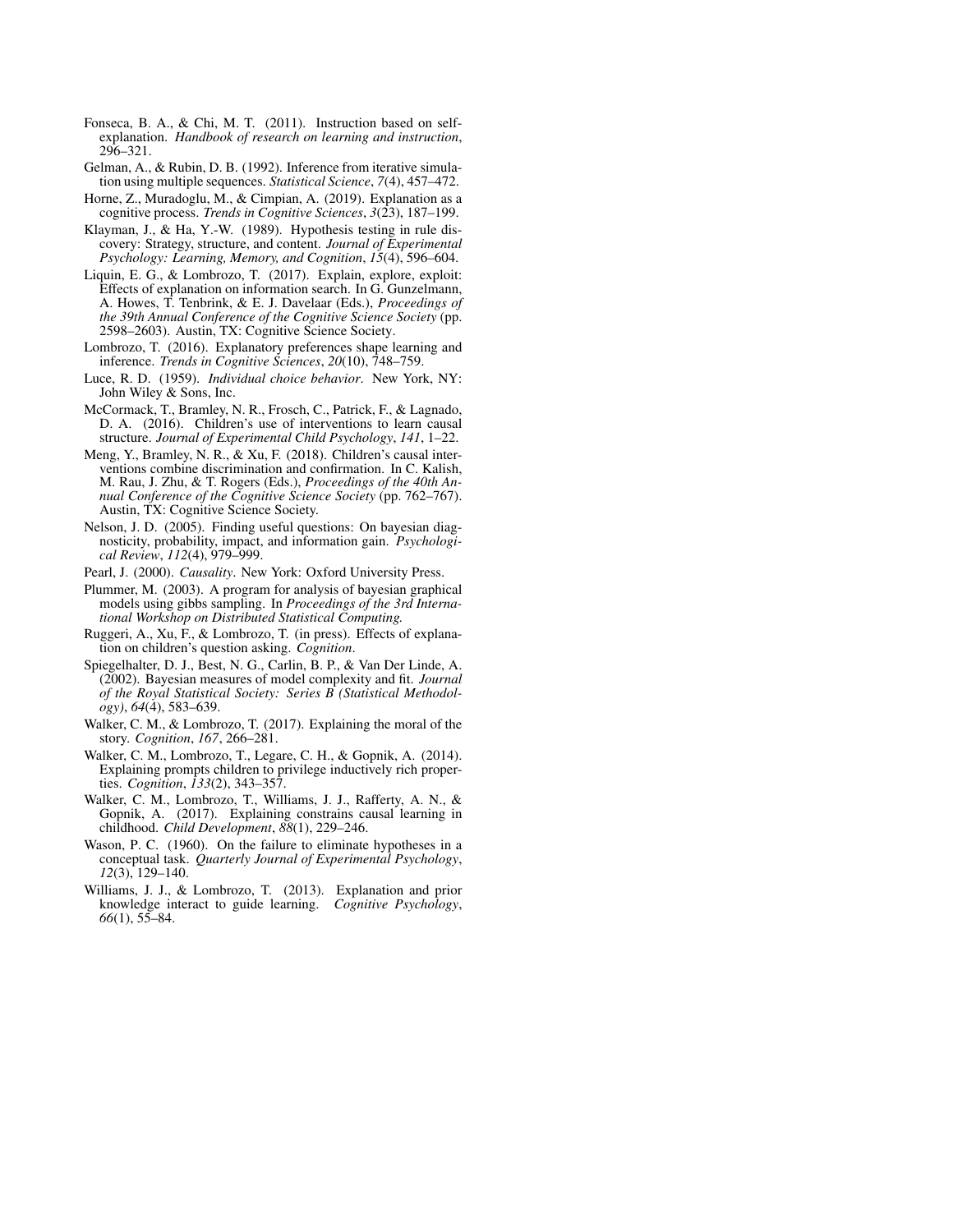Fonseca, B. A., & Chi, M. T. (2011). Instruction based on self-explanation. *Handbook of research on learning and instruction*, 296–321.

Gelman, A., & Rubin, D. B. (1992). Inference from iterative simulation using multiple sequences. *Statistical Science*, *7*(4), 457–472.

Horne, Z., Muradoglu, M., & Cimpian, A. (2019). Explanation as a cognitive process. *Trends in Cognitive Sciences*, *3*(23), 187–199.

Klayman, J., & Ha, Y.-W. (1989). Hypothesis testing in rule discovery: Strategy, structure, and content. *Journal of Experimental Psychology: Learning, Memory, and Cognition*, *15*(4), 596–604.

Liquin, E. G., & Lombrozo, T. (2017). Explain, explore, exploit: Effects of explanation on information search. In G. Gunzelmann, A. Howes, T. Tenbrink, & E. J. Davelaar (Eds.), *Proceedings of the 39th Annual Conference of the Cognitive Science Society* (pp. 2598–2603). Austin, TX: Cognitive Science Society.

Lombrozo, T. (2016). Explanatory preferences shape learning and inference. *Trends in Cognitive Sciences*, *20*(10), 748–759.

Luce, R. D. (1959). *Individual choice behavior*. New York, NY: John Wiley & Sons, Inc.

McCormack, T., Bramley, N. R., Frosch, C., Patrick, F., & Lagnado, D. A. (2016). Children's use of interventions to learn causal structure. *Journal of Experimental Child Psychology*, *141*, 1–22.

Meng, Y., Bramley, N. R., & Xu, F. (2018). Children's causal interventions combine discrimination and confirmation. In C. Kalish, M. Rau, J. Zhu, & T. Rogers (Eds.), *Proceedings of the 40th Annual Conference of the Cognitive Science Society* (pp. 762–767). Austin, TX: Cognitive Science Society.

Nelson, J. D. (2005). Finding useful questions: On bayesian diagnosticity, probability, impact, and information gain. *Psychological Review*, *112*(4), 979–999.

Pearl, J. (2000). *Causality*. New York: Oxford University Press.

Plummer, M. (2003). A program for analysis of bayesian graphical models using gibbs sampling. In *Proceedings of the 3rd International Workshop on Distributed Statistical Computing.*

Ruggeri, A., Xu, F., & Lombrozo, T. (in press). Effects of explanation on children's question asking. *Cognition*.

Spiegelhalter, D. J., Best, N. G., Carlin, B. P., & Van Der Linde, A. (2002). Bayesian measures of model complexity and fit. *Journal of the Royal Statistical Society: Series B (Statistical Methodology)*, *64*(4), 583–639.

Walker, C. M., & Lombrozo, T. (2017). Explaining the moral of the story. *Cognition*, *167*, 266–281.

Walker, C. M., Lombrozo, T., Legare, C. H., & Gopnik, A. (2014). Explaining prompts children to privilege inductively rich properties. *Cognition*, *133*(2), 343–357.

Walker, C. M., Lombrozo, T., Williams, J. J., Rafferty, A. N., & Gopnik, A. (2017). Explaining constrains causal learning in childhood. *Child Development*, *88*(1), 229–246.

Wason, P. C. (1960). On the failure to eliminate hypotheses in a conceptual task. *Quarterly Journal of Experimental Psychology*, *12*(3), 129–140.

Williams, J. J., & Lombrozo, T. (2013). Explanation and prior knowledge interact to guide learning. *Cognitive Psychology*, *66*(1), 55–84.